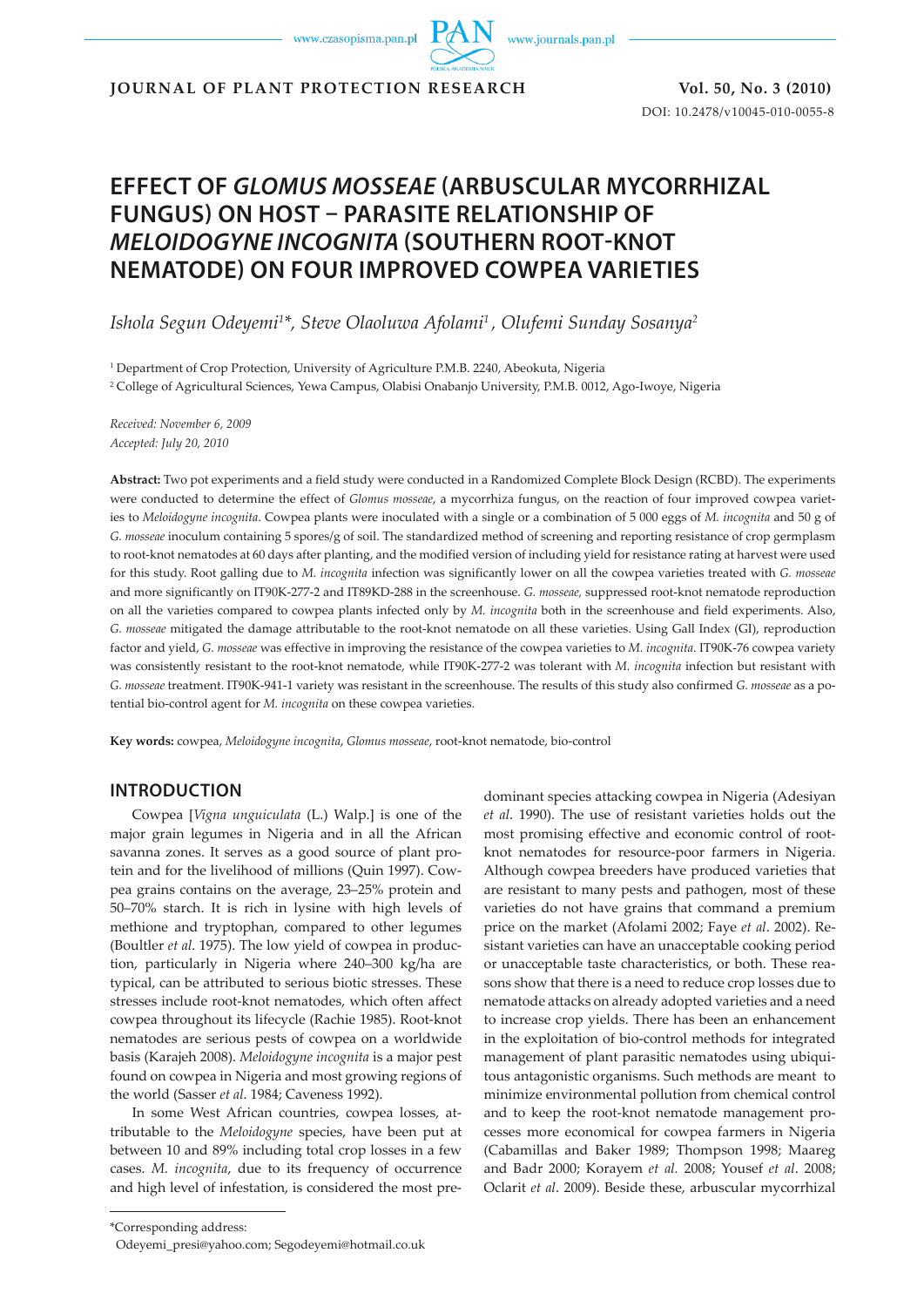**JOURNAL OF PLANT PROTECTION RESEARCH** **Vol. 50, No. 3 (2010)**

DOI: 10.2478/v10045-010-0055-8

# EFFECT OF *GLOMUS MOSSEAE* (ARBUSCULAR MYCORRHIZAL FUNGUS) ON HOST – PARASITE RELATIONSHIP OF *MELOIDOGYNE INCOGNITA* (SOUTHERN ROOT-KNOT NEMATODE) ON FOUR IMPROVED COWPEA VARIETIES

*Ishola Segun Odeyemi[1]\*, Steve Olaoluwa Afolami[1], Olufemi Sunday Sosanya[2]*

[1] Department of Crop Protection, University of Agriculture P.M.B. 2240, Abeokuta, Nigeria

[2] College of Agricultural Sciences, Yewa Campus, Olabisi Onabanjo University, P.M.B. 0012, Ago-Iwoye, Nigeria

*Received: November 6, 2009*
*Accepted: July 20, 2010*

**Abstract:** Two pot experiments and a field study were conducted in a Randomized Complete Block Design (RCBD). The experiments were conducted to determine the effect of *Glomus mosseae*, a mycorrhiza fungus, on the reaction of four improved cowpea varieties to *Meloidogyne incognita*. Cowpea plants were inoculated with a single or a combination of 5 000 eggs of *M. incognita* and 50 g of *G. mosseae* inoculum containing 5 spores/g of soil. The standardized method of screening and reporting resistance of crop germplasm to root-knot nematodes at 60 days after planting, and the modified version of including yield for resistance rating at harvest were used for this study. Root galling due to *M. incognita* infection was significantly lower on all the cowpea varieties treated with *G. mosseae* and more significantly on IT90K-277-2 and IT89KD-288 in the screenhouse. *G. mosseae,* suppressed root-knot nematode reproduction on all the varieties compared to cowpea plants infected only by *M. incognita* both in the screenhouse and field experiments. Also, *G. mosseae* mitigated the damage attributable to the root-knot nematode on all these varieties. Using Gall Index (GI), reproduction factor and yield, *G. mosseae* was effective in improving the resistance of the cowpea varieties to *M. incognita*. IT90K-76 cowpea variety was consistently resistant to the root-knot nematode, while IT90K-277-2 was tolerant with *M. incognita* infection but resistant with *G. mosseae* treatment. IT90K-941-1 variety was resistant in the screenhouse. The results of this study also confirmed *G. mosseae* as a potential bio-control agent for *M. incognita* on these cowpea varieties.

**Key words:** cowpea, *Meloidogyne incognita*, *Glomus mosseae*, root-knot nematode, bio-control

## INTRODUCTION

Cowpea [*Vigna unguiculata* (L.) Walp.] is one of the major grain legumes in Nigeria and in all the African savanna zones. It serves as a good source of plant protein and for the livelihood of millions (Quin 1997). Cowpea grains contains on the average, 23–25% protein and 50–70% starch. It is rich in lysine with high levels of methione and tryptophan, compared to other legumes (Boultler *et al*. 1975). The low yield of cowpea in production, particularly in Nigeria where 240–300 kg/ha are typical, can be attributed to serious biotic stresses. These stresses include root-knot nematodes, which often affect cowpea throughout its lifecycle (Rachie 1985). Root-knot nematodes are serious pests of cowpea on a worldwide basis (Karajeh 2008). *Meloidogyne incognita* is a major pest found on cowpea in Nigeria and most growing regions of the world (Sasser *et al*. 1984; Caveness 1992).

In some West African countries, cowpea losses, attributable to the *Meloidogyne* species, have been put at between 10 and 89% including total crop losses in a few cases. *M. incognita*, due to its frequency of occurrence and high level of infestation, is considered the most predominant species attacking cowpea in Nigeria (Adesiyan *et al*. 1990). The use of resistant varieties holds out the most promising effective and economic control of root-knot nematodes for resource-poor farmers in Nigeria. Although cowpea breeders have produced varieties that are resistant to many pests and pathogen, most of these varieties do not have grains that command a premium price on the market (Afolami 2002; Faye *et al*. 2002). Resistant varieties can have an unacceptable cooking period or unacceptable taste characteristics, or both. These reasons show that there is a need to reduce crop losses due to nematode attacks on already adopted varieties and a need to increase crop yields. There has been an enhancement in the exploitation of bio-control methods for integrated management of plant parasitic nematodes using ubiquitous antagonistic organisms. Such methods are meant to minimize environmental pollution from chemical control and to keep the root-knot nematode management processes more economical for cowpea farmers in Nigeria (Cabamillas and Baker 1989; Thompson 1998; Maareg and Badr 2000; Korayem *et al.* 2008; Yousef *et al*. 2008; Oclarit *et al*. 2009). Beside these, arbuscular mycorrhizal

\*Corresponding address:
Odeyemi_presi@yahoo.com; Segodeyemi@hotmail.co.uk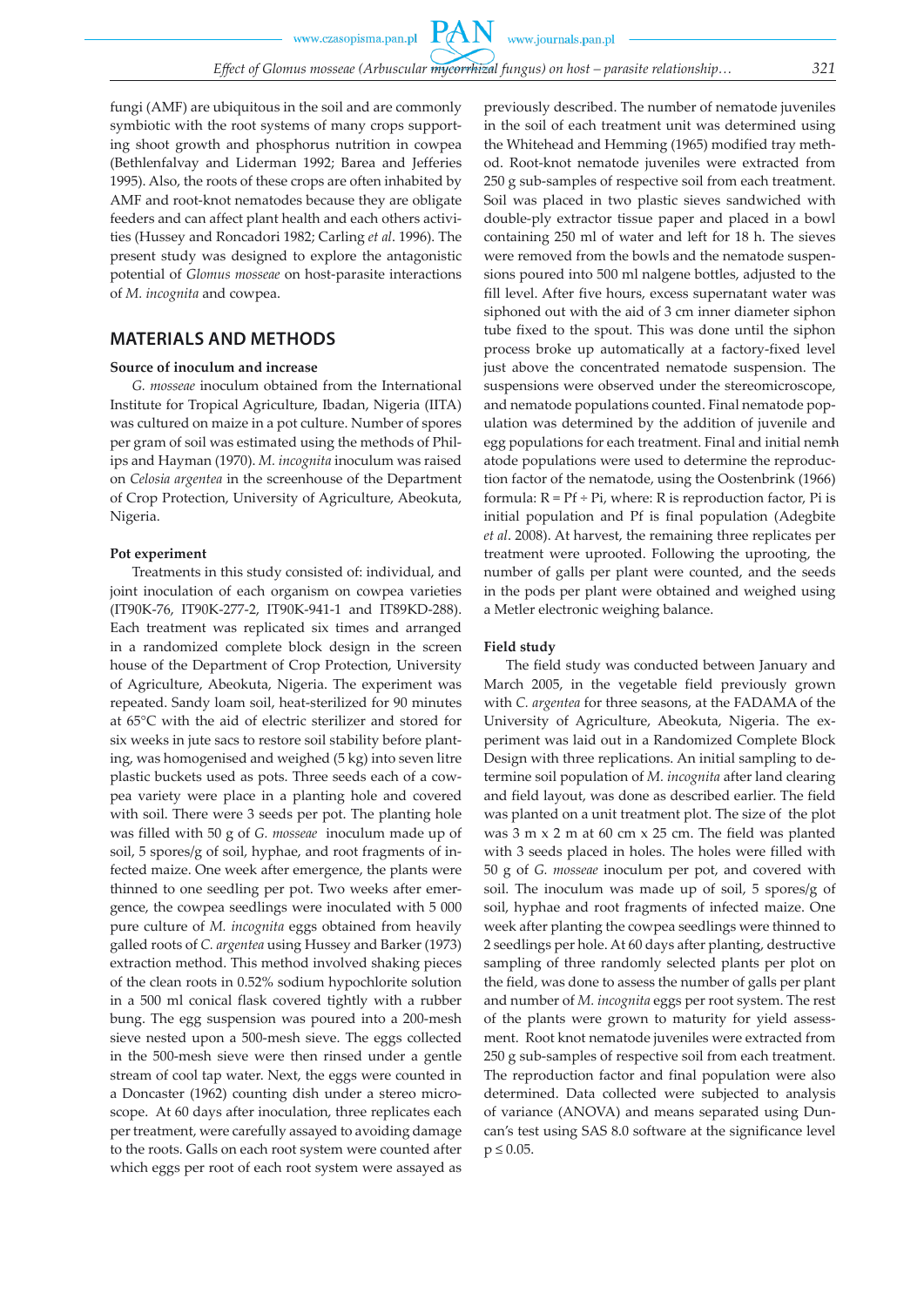fungi (AMF) are ubiquitous in the soil and are commonly symbiotic with the root systems of many crops supporting shoot growth and phosphorus nutrition in cowpea (Bethlenfalvay and Liderman 1992; Barea and Jefferies 1995). Also, the roots of these crops are often inhabited by AMF and root-knot nematodes because they are obligate feeders and can affect plant health and each others activities (Hussey and Roncadori 1982; Carling *et al*. 1996). The present study was designed to explore the antagonistic potential of *Glomus mosseae* on host-parasite interactions of *M. incognita* and cowpea.

## MATERIALS AND METHODS

### Source of inoculum and increase

*G. mosseae* inoculum obtained from the International Institute for Tropical Agriculture, Ibadan, Nigeria (IITA) was cultured on maize in a pot culture. Number of spores per gram of soil was estimated using the methods of Philips and Hayman (1970). *M. incognita* inoculum was raised on *Celosia argentea* in the screenhouse of the Department of Crop Protection, University of Agriculture, Abeokuta, Nigeria.

### Pot experiment

Treatments in this study consisted of: individual, and joint inoculation of each organism on cowpea varieties (IT90K-76, IT90K-277-2, IT90K-941-1 and IT89KD-288). Each treatment was replicated six times and arranged in a randomized complete block design in the screen house of the Department of Crop Protection, University of Agriculture, Abeokuta, Nigeria. The experiment was repeated. Sandy loam soil, heat-sterilized for 90 minutes at 65°C with the aid of electric sterilizer and stored for six weeks in jute sacs to restore soil stability before planting, was homogenised and weighed (5 kg) into seven litre plastic buckets used as pots. Three seeds each of a cowpea variety were place in a planting hole and covered with soil. There were 3 seeds per pot. The planting hole was filled with 50 g of *G. mosseae* inoculum made up of soil, 5 spores/g of soil, hyphae, and root fragments of infected maize. One week after emergence, the plants were thinned to one seedling per pot. Two weeks after emergence, the cowpea seedlings were inoculated with 5 000 pure culture of *M. incognita* eggs obtained from heavily galled roots of *C. argentea* using Hussey and Barker (1973) extraction method. This method involved shaking pieces of the clean roots in 0.52% sodium hypochlorite solution in a 500 ml conical flask covered tightly with a rubber bung. The egg suspension was poured into a 200-mesh sieve nested upon a 500-mesh sieve. The eggs collected in the 500-mesh sieve were then rinsed under a gentle stream of cool tap water. Next, the eggs were counted in a Doncaster (1962) counting dish under a stereo microscope. At 60 days after inoculation, three replicates each per treatment, were carefully assayed to avoiding damage to the roots. Galls on each root system were counted after which eggs per root of each root system were assayed as previously described. The number of nematode juveniles in the soil of each treatment unit was determined using the Whitehead and Hemming (1965) modified tray method. Root-knot nematode juveniles were extracted from 250 g sub-samples of respective soil from each treatment. Soil was placed in two plastic sieves sandwiched with double-ply extractor tissue paper and placed in a bowl containing 250 ml of water and left for 18 h. The sieves were removed from the bowls and the nematode suspensions poured into 500 ml nalgene bottles, adjusted to the fill level. After five hours, excess supernatant water was siphoned out with the aid of 3 cm inner diameter siphon tube fixed to the spout. This was done until the siphon process broke up automatically at a factory-fixed level just above the concentrated nematode suspension. The suspensions were observed under the stereomicroscope, and nematode populations counted. Final nematode population was determined by the addition of juvenile and egg populations for each treatment. Final and initial nematode populations were used to determine the reproduction factor of the nematode, using the Oostenbrink (1966) formula: $R = Pf \div Pi$, where: R is reproduction factor, Pi is initial population and Pf is final population (Adegbite *et al*. 2008). At harvest, the remaining three replicates per treatment were uprooted. Following the uprooting, the number of galls per plant were counted, and the seeds in the pods per plant were obtained and weighed using a Metler electronic weighing balance.

### Field study

The field study was conducted between January and March 2005, in the vegetable field previously grown with *C. argentea* for three seasons, at the FADAMA of the University of Agriculture, Abeokuta, Nigeria. The experiment was laid out in a Randomized Complete Block Design with three replications. An initial sampling to determine soil population of *M. incognita* after land clearing and field layout, was done as described earlier. The field was planted on a unit treatment plot. The size of the plot was 3 m x 2 m at 60 cm x 25 cm. The field was planted with 3 seeds placed in holes. The holes were filled with 50 g of *G. mosseae* inoculum per pot, and covered with soil. The inoculum was made up of soil, 5 spores/g of soil, hyphae and root fragments of infected maize. One week after planting the cowpea seedlings were thinned to 2 seedlings per hole. At 60 days after planting, destructive sampling of three randomly selected plants per plot on the field, was done to assess the number of galls per plant and number of *M. incognita* eggs per root system. The rest of the plants were grown to maturity for yield assessment. Root knot nematode juveniles were extracted from 250 g sub-samples of respective soil from each treatment. The reproduction factor and final population were also determined. Data collected were subjected to analysis of variance (ANOVA) and means separated using Duncan's test using SAS 8.0 software at the significance level $p \leq 0.05$.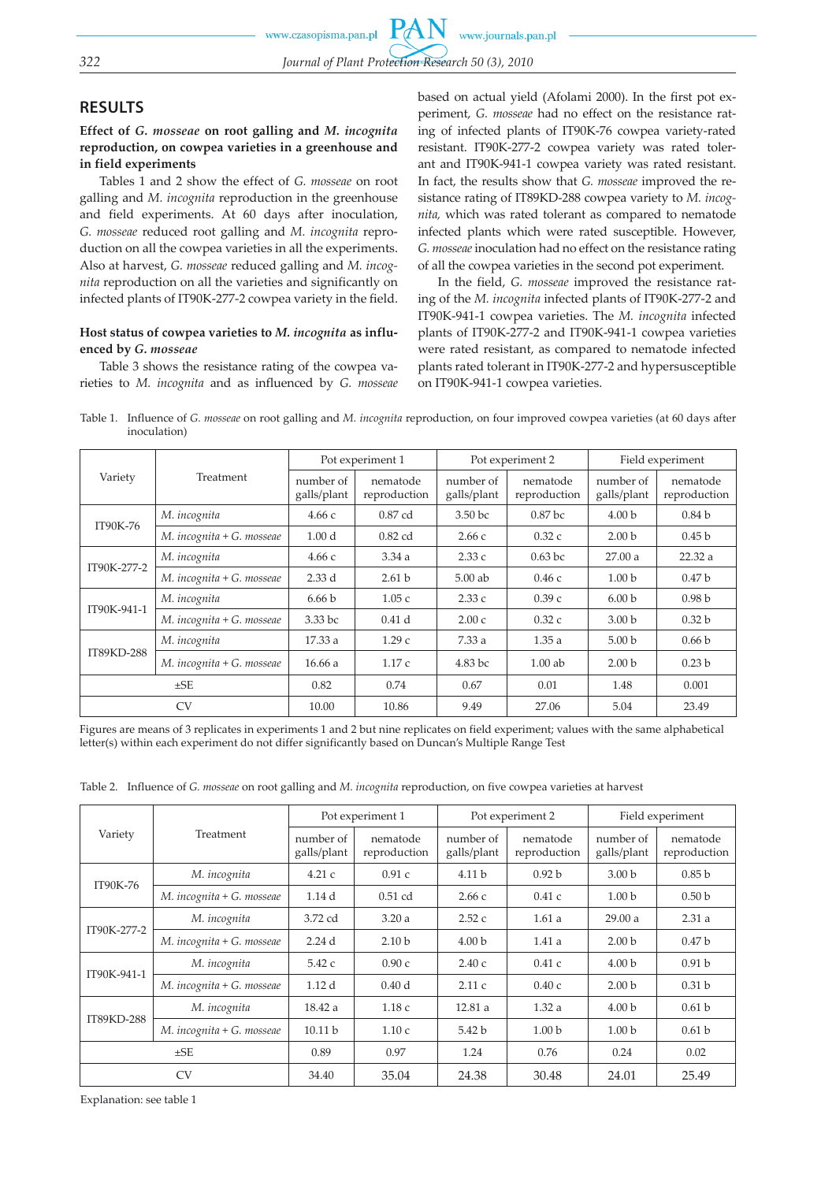## RESULTS

**Effect of *G. mosseae* on root galling and *M. incognita* reproduction, on cowpea varieties in a greenhouse and in field experiments**

Tables 1 and 2 show the effect of *G. mosseae* on root galling and *M. incognita* reproduction in the greenhouse and field experiments. At 60 days after inoculation, *G. mosseae* reduced root galling and *M. incognita* reproduction on all the cowpea varieties in all the experiments. Also at harvest, *G. mosseae* reduced galling and *M. incognita* reproduction on all the varieties and significantly on infected plants of IT90K-277-2 cowpea variety in the field.

**Host status of cowpea varieties to *M. incognita* as influenced by *G. mosseae***

Table 3 shows the resistance rating of the cowpea varieties to *M. incognita* and as influenced by *G. mosseae* based on actual yield (Afolami 2000). In the first pot experiment, *G. mosseae* had no effect on the resistance rating of infected plants of IT90K-76 cowpea variety-rated resistant. IT90K-277-2 cowpea variety was rated tolerant and IT90K-941-1 cowpea variety was rated resistant. In fact, the results show that *G. mosseae* improved the resistance rating of IT89KD-288 cowpea variety to *M. incognita,* which was rated tolerant as compared to nematode infected plants which were rated susceptible. However, *G. mosseae* inoculation had no effect on the resistance rating of all the cowpea varieties in the second pot experiment.

In the field, *G. mosseae* improved the resistance rating of the *M. incognita* infected plants of IT90K-277-2 and IT90K-941-1 cowpea varieties. The *M. incognita* infected plants of IT90K-277-2 and IT90K-941-1 cowpea varieties were rated resistant, as compared to nematode infected plants rated tolerant in IT90K-277-2 and hypersusceptible on IT90K-941-1 cowpea varieties.

Table 1. Influence of *G. mosseae* on root galling and *M. incognita* reproduction, on four improved cowpea varieties (at 60 days after inoculation)

| Variety | Treatment | Pot experiment 1 | | Pot experiment 2 | | Field experiment | |
|---|---|---|---|---|---|---|---|
| | | number of galls/plant | nematode reproduction | number of galls/plant | nematode reproduction | number of galls/plant | nematode reproduction |
| IT90K-76 | *M. incognita* | 4.66 c | 0.87 cd | 3.50 bc | 0.87 bc | 4.00 b | 0.84 b |
| | *M. incognita* + *G. mosseae* | 1.00 d | 0.82 cd | 2.66 c | 0.32 c | 2.00 b | 0.45 b |
| IT90K-277-2 | *M. incognita* | 4.66 c | 3.34 a | 2.33 c | 0.63 bc | 27.00 a | 22.32 a |
| | *M. incognita* + *G. mosseae* | 2.33 d | 2.61 b | 5.00 ab | 0.46 c | 1.00 b | 0.47 b |
| IT90K-941-1 | *M. incognita* | 6.66 b | 1.05 c | 2.33 c | 0.39 c | 6.00 b | 0.98 b |
| | *M. incognita* + *G. mosseae* | 3.33 bc | 0.41 d | 2.00 c | 0.32 c | 3.00 b | 0.32 b |
| IT89KD-288 | *M. incognita* | 17.33 a | 1.29 c | 7.33 a | 1.35 a | 5.00 b | 0.66 b |
| | *M. incognita* + *G. mosseae* | 16.66 a | 1.17 c | 4.83 bc | 1.00 ab | 2.00 b | 0.23 b |
| ±SE | | 0.82 | 0.74 | 0.67 | 0.01 | 1.48 | 0.001 |
| CV | | 10.00 | 10.86 | 9.49 | 27.06 | 5.04 | 23.49 |

Figures are means of 3 replicates in experiments 1 and 2 but nine replicates on field experiment; values with the same alphabetical letter(s) within each experiment do not differ significantly based on Duncan's Multiple Range Test

Table 2. Influence of *G. mosseae* on root galling and *M. incognita* reproduction, on five cowpea varieties at harvest

| Variety | Treatment | Pot experiment 1 | | Pot experiment 2 | | Field experiment | |
|---|---|---|---|---|---|---|---|
| | | number of galls/plant | nematode reproduction | number of galls/plant | nematode reproduction | number of galls/plant | nematode reproduction |
| IT90K-76 | *M. incognita* | 4.21 c | 0.91 c | 4.11 b | 0.92 b | 3.00 b | 0.85 b |
| | *M. incognita* + *G. mosseae* | 1.14 d | 0.51 cd | 2.66 c | 0.41 c | 1.00 b | 0.50 b |
| IT90K-277-2 | *M. incognita* | 3.72 cd | 3.20 a | 2.52 c | 1.61 a | 29.00 a | 2.31 a |
| | *M. incognita* + *G. mosseae* | 2.24 d | 2.10 b | 4.00 b | 1.41 a | 2.00 b | 0.47 b |
| IT90K-941-1 | *M. incognita* | 5.42 c | 0.90 c | 2.40 c | 0.41 c | 4.00 b | 0.91 b |
| | *M. incognita* + *G. mosseae* | 1.12 d | 0.40 d | 2.11 c | 0.40 c | 2.00 b | 0.31 b |
| IT89KD-288 | *M. incognita* | 18.42 a | 1.18 c | 12.81 a | 1.32 a | 4.00 b | 0.61 b |
| | *M. incognita* + *G. mosseae* | 10.11 b | 1.10 c | 5.42 b | 1.00 b | 1.00 b | 0.61 b |
| ±SE | | 0.89 | 0.97 | 1.24 | 0.76 | 0.24 | 0.02 |
| CV | | 34.40 | 35.04 | 24.38 | 30.48 | 24.01 | 25.49 |

Explanation: see table 1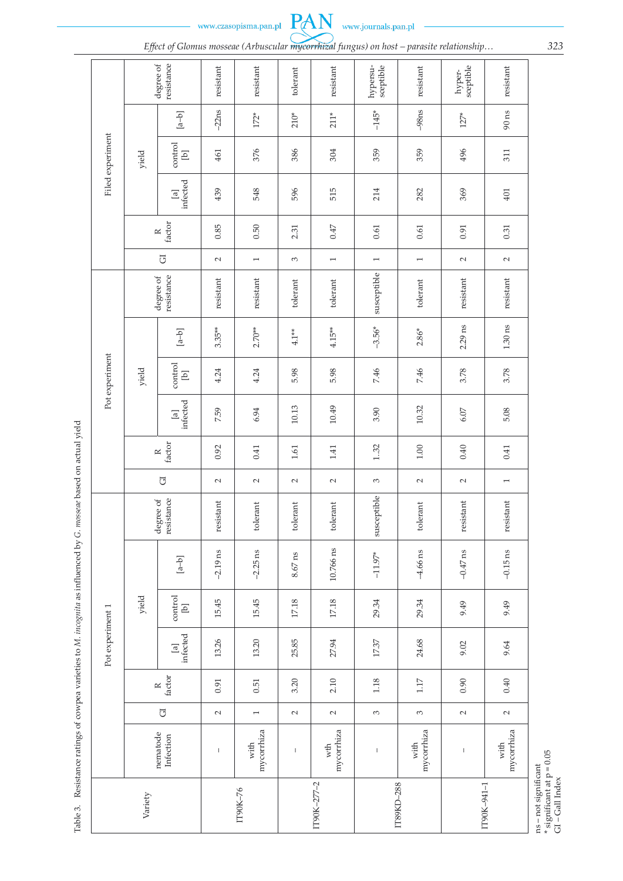Table 3. Resistance ratings of cowpea varieties to *M. incognita* as influenced by *G. mosseae* based on actual yield

| Variety | nematode Infection | Pot experiment 1 | | | | | | Pot experiment | | | | | | Filed experiment | | | | | |
|---|---|---|---|---|---|---|---|---|---|---|---|---|---|---|---|---|---|---|---|
| | | GI | R factor | yield | | | degree of resistance | GI | R factor | yield | | | degree of resistance | GI | R factor | yield | | | degree of resistance |
| | | | | [a] infected | control [b] | [a–b] | | | | [a] infected | control [b] | [a–b] | | | | [a] infected | control [b] | [a–b] | |
| IT90K-76 | – | 2 | 0.91 | 13.26 | 15.45 | –2.19 ns | resistant | 2 | 0.92 | 7.59 | 4.24 | 3.35** | resistant | 2 | 0.85 | 439 | 461 | –22ns | resistant |
| | with mycorrhiza | 1 | 0.51 | 13.20 | 15.45 | –2.25 ns | tolerant | 2 | 0.41 | 6.94 | 4.24 | 2.70** | resistant | 1 | 0.50 | 548 | 376 | 172* | resistant |
| IT90K-277-2 | – | 2 | 3.20 | 25.85 | 17.18 | 8.67 ns | tolerant | 2 | 1.61 | 10.13 | 5.98 | 4.1** | tolerant | 3 | 2.31 | 596 | 386 | 210* | tolerant |
| | wth mycorrhiza | 2 | 2.10 | 27.94 | 17.18 | 10.766 ns | tolerant | 2 | 1.41 | 10.49 | 5.98 | 4.15** | tolerant | 1 | 0.47 | 515 | 304 | 211* | resistant |
| IT89KD-288 | – | 3 | 1.18 | 17.37 | 29.34 | –11.97* | susceptible | 3 | 1.32 | 3.90 | 7.46 | –3.56* | susceptible | 1 | 0.61 | 214 | 359 | –145* | hypersu-sceptible |
| | with mycorrhiza | 3 | 1.17 | 24.68 | 29.34 | –4.66 ns | tolerant | 2 | 1.00 | 10.32 | 7.46 | 2.86* | tolerant | 1 | 0.61 | 282 | 359 | –98ns | resistant |
| IT90K-941-1 | – | 2 | 0.90 | 9.02 | 9.49 | –0.47 ns | resistant | 2 | 0.40 | 6.07 | 3.78 | 2.29 ns | resistant | 2 | 0.91 | 369 | 496 | 127* | hyper-sceptible |
| | with mycorrhiza | 2 | 0.40 | 9.64 | 9.49 | –0.15 ns | resistant | 1 | 0.41 | 5.08 | 3.78 | 1.30 ns | resistant | 2 | 0.31 | 401 | 311 | 90 ns | resistant |

ns – not significant
\* significant at p = 0.05
GI – Gall Index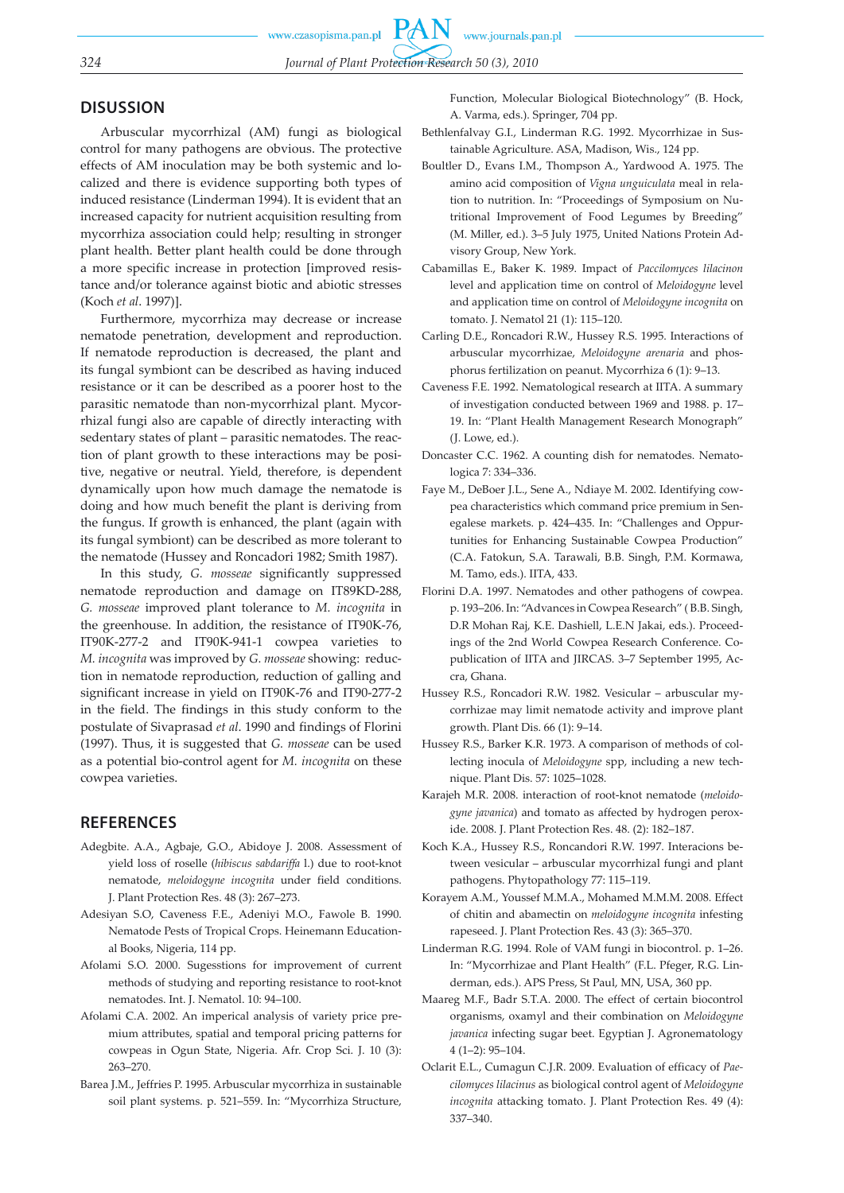## DISUSSION

Arbuscular mycorrhizal (AM) fungi as biological control for many pathogens are obvious. The protective effects of AM inoculation may be both systemic and localized and there is evidence supporting both types of induced resistance (Linderman 1994). It is evident that an increased capacity for nutrient acquisition resulting from mycorrhiza association could help; resulting in stronger plant health. Better plant health could be done through a more specific increase in protection [improved resistance and/or tolerance against biotic and abiotic stresses (Koch *et al*. 1997)].

Furthermore, mycorrhiza may decrease or increase nematode penetration, development and reproduction. If nematode reproduction is decreased, the plant and its fungal symbiont can be described as having induced resistance or it can be described as a poorer host to the parasitic nematode than non-mycorrhizal plant. Mycorrhizal fungi also are capable of directly interacting with sedentary states of plant – parasitic nematodes. The reaction of plant growth to these interactions may be positive, negative or neutral. Yield, therefore, is dependent dynamically upon how much damage the nematode is doing and how much benefit the plant is deriving from the fungus. If growth is enhanced, the plant (again with its fungal symbiont) can be described as more tolerant to the nematode (Hussey and Roncadori 1982; Smith 1987).

In this study, *G. mosseae* significantly suppressed nematode reproduction and damage on IT89KD-288, *G. mosseae* improved plant tolerance to *M. incognita* in the greenhouse. In addition, the resistance of IT90K-76, IT90K-277-2 and IT90K-941-1 cowpea varieties to *M. incognita* was improved by *G. mosseae* showing: reduction in nematode reproduction, reduction of galling and significant increase in yield on IT90K-76 and IT90-277-2 in the field. The findings in this study conform to the postulate of Sivaprasad *et al*. 1990 and findings of Florini (1997). Thus, it is suggested that *G. mosseae* can be used as a potential bio-control agent for *M. incognita* on these cowpea varieties.

## REFERENCES

Adegbite. A.A., Agbaje, G.O., Abidoye J. 2008. Assessment of yield loss of roselle (*hibiscus sabdariffa* l.) due to root-knot nematode, *meloidogyne incognita* under field conditions. J. Plant Protection Res. 48 (3): 267–273.

Adesiyan S.O, Caveness F.E., Adeniyi M.O., Fawole B. 1990. Nematode Pests of Tropical Crops. Heinemann Educational Books, Nigeria, 114 pp.

Afolami S.O. 2000. Sugesstions for improvement of current methods of studying and reporting resistance to root-knot nematodes. Int. J. Nematol. 10: 94–100.

Afolami C.A. 2002. An imperical analysis of variety price premium attributes, spatial and temporal pricing patterns for cowpeas in Ogun State, Nigeria. Afr. Crop Sci. J. 10 (3): 263–270.

Barea J.M., Jeffries P. 1995. Arbuscular mycorrhiza in sustainable soil plant systems. p. 521–559. In: "Mycorrhiza Structure, Function, Molecular Biological Biotechnology" (B. Hock, A. Varma, eds.). Springer, 704 pp.

Bethlenfalvay G.I., Linderman R.G. 1992. Mycorrhizae in Sustainable Agriculture. ASA, Madison, Wis., 124 pp.

Boultler D., Evans I.M., Thompson A., Yardwood A. 1975. The amino acid composition of *Vigna unguiculata* meal in relation to nutrition. In: "Proceedings of Symposium on Nutritional Improvement of Food Legumes by Breeding" (M. Miller, ed.). 3–5 July 1975, United Nations Protein Advisory Group, New York.

Cabamillas E., Baker K. 1989. Impact of *Paccilomyces lilacinon* level and application time on control of *Meloidogyne* level and application time on control of *Meloidogyne incognita* on tomato. J. Nematol 21 (1): 115–120.

Carling D.E., Roncadori R.W., Hussey R.S. 1995. Interactions of arbuscular mycorrhizae, *Meloidogyne arenaria* and phosphorus fertilization on peanut. Mycorrhiza 6 (1): 9–13.

Caveness F.E. 1992. Nematological research at IITA. A summary of investigation conducted between 1969 and 1988. p. 17–19. In: "Plant Health Management Research Monograph" (J. Lowe, ed.).

Doncaster C.C. 1962. A counting dish for nematodes. Nematologica 7: 334–336.

Faye M., DeBoer J.L., Sene A., Ndiaye M. 2002. Identifying cowpea characteristics which command price premium in Senegalese markets. p. 424–435. In: "Challenges and Oppurtunities for Enhancing Sustainable Cowpea Production" (C.A. Fatokun, S.A. Tarawali, B.B. Singh, P.M. Kormawa, M. Tamo, eds.). IITA, 433.

Florini D.A. 1997. Nematodes and other pathogens of cowpea. p. 193–206. In: "Advances in Cowpea Research" (B.B. Singh, D.R Mohan Raj, K.E. Dashiell, L.E.N Jakai, eds.). Proceedings of the 2nd World Cowpea Research Conference. Copublication of IITA and JIRCAS. 3–7 September 1995, Accra, Ghana.

Hussey R.S., Roncadori R.W. 1982. Vesicular – arbuscular mycorrhizae may limit nematode activity and improve plant growth. Plant Dis. 66 (1): 9–14.

Hussey R.S., Barker K.R. 1973. A comparison of methods of collecting inocula of *Meloidogyne* spp, including a new technique. Plant Dis. 57: 1025–1028.

Karajeh M.R. 2008. interaction of root-knot nematode (*meloidogyne javanica*) and tomato as affected by hydrogen peroxide. 2008. J. Plant Protection Res. 48. (2): 182–187.

Koch K.A., Hussey R.S., Roncandori R.W. 1997. Interacions between vesicular – arbuscular mycorrhizal fungi and plant pathogens. Phytopathology 77: 115–119.

Korayem A.M., Youssef M.M.A., Mohamed M.M.M. 2008. Effect of chitin and abamectin on *meloidogyne incognita* infesting rapeseed. J. Plant Protection Res. 43 (3): 365–370.

Linderman R.G. 1994. Role of VAM fungi in biocontrol. p. 1–26. In: "Mycorrhizae and Plant Health" (F.L. Pfeger, R.G. Linderman, eds.). APS Press, St Paul, MN, USA, 360 pp.

Maareg M.F., Badr S.T.A. 2000. The effect of certain biocontrol organisms, oxamyl and their combination on *Meloidogyne javanica* infecting sugar beet. Egyptian J. Agronematology 4 (1–2): 95–104.

Oclarit E.L., Cumagun C.J.R. 2009. Evaluation of efficacy of *Paecilomyces lilacinus* as biological control agent of *Meloidogyne incognita* attacking tomato. J. Plant Protection Res. 49 (4): 337–340.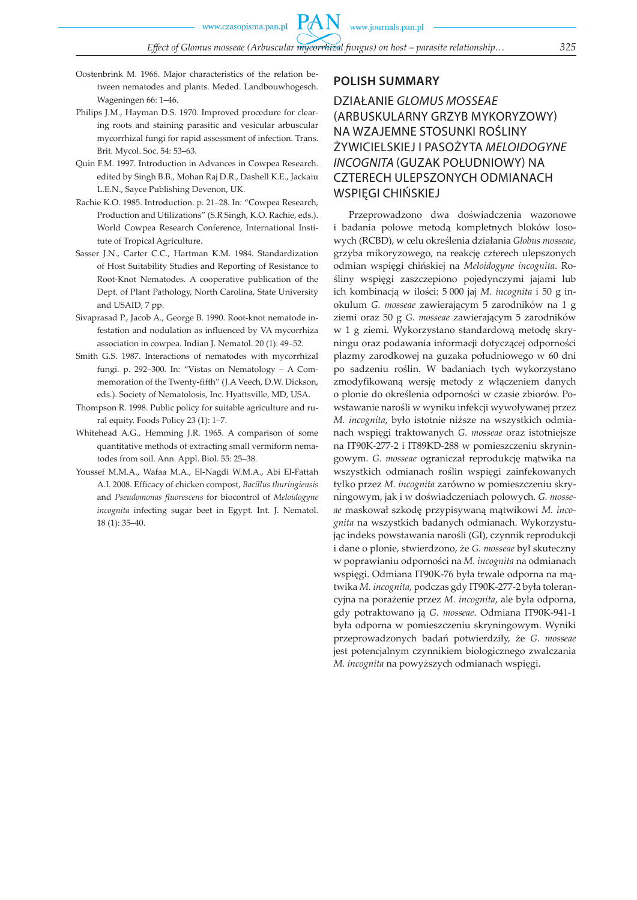Oostenbrink M. 1966. Major characteristics of the relation between nematodes and plants. Meded. Landbouwhogesch. Wageningen 66: 1–46.

Philips J.M., Hayman D.S. 1970. Improved procedure for clearing roots and staining parasitic and vesicular arbuscular mycorrhizal fungi for rapid assessment of infection. Trans. Brit. Mycol. Soc. 54: 53–63.

Quin F.M. 1997. Introduction in Advances in Cowpea Research. edited by Singh B.B., Mohan Raj D.R., Dashell K.E., Jackaiu L.E.N., Sayce Publishing Devenon, UK.

Rachie K.O. 1985. Introduction. p. 21–28. In: "Cowpea Research, Production and Utilizations" (S.R Singh, K.O. Rachie, eds.). World Cowpea Research Conference, International Institute of Tropical Agriculture.

Sasser J.N., Carter C.C., Hartman K.M. 1984. Standardization of Host Suitability Studies and Reporting of Resistance to Root-Knot Nematodes. A cooperative publication of the Dept. of Plant Pathology, North Carolina, State University and USAID, 7 pp.

Sivaprasad P., Jacob A., George B. 1990. Root-knot nematode infestation and nodulation as influenced by VA mycorrhiza association in cowpea. Indian J. Nematol. 20 (1): 49–52.

Smith G.S. 1987. Interactions of nematodes with mycorrhizal fungi. p. 292–300. In: "Vistas on Nematology – A Commemoration of the Twenty-fifth" (J.A Veech, D.W. Dickson, eds.). Society of Nematolosis, Inc. Hyattsville, MD, USA.

Thompson R. 1998. Public policy for suitable agriculture and rural equity. Foods Policy 23 (1): 1–7.

Whitehead A.G., Hemming J.R. 1965. A comparison of some quantitative methods of extracting small vermiform nematodes from soil. Ann. Appl. Biol. 55: 25–38.

Youssef M.M.A., Wafaa M.A., El-Nagdi W.M.A., Abi El-Fattah A.I. 2008. Efficacy of chicken compost, *Bacillus thuringiensis* and *Pseudomonas fluorescens* for biocontrol of *Meloidogyne incognita* infecting sugar beet in Egypt. Int. J. Nematol. 18 (1): 35–40.

## POLISH SUMMARY

### DZIAŁANIE *GLOMUS MOSSEAE* (ARBUSKULARNY GRZYB MYKORYZOWY) NA WZAJEMNE STOSUNKI ROŚLINY ŻYWICIELSKIEJ I PASOŻYTA *MELOIDOGYNE INCOGNITA* (GUZAK POŁUDNIOWY) NA CZTERECH ULEPSZONYCH ODMIANACH WSPIĘGI CHIŃSKIEJ

Przeprowadzono dwa doświadczenia wazonowe i badania polowe metodą kompletnych bloków losowych (RCBD), w celu określenia działania *Globus mosseae*, grzyba mikoryzowego, na reakcję czterech ulepszonych odmian wspięgi chińskiej na *Meloidogyne incognita*. Rośliny wspięgi zaszczepiono pojedynczymi jajami lub ich kombinacją w ilości: 5 000 jaj *M. incognita* i 50 g inokulum *G. mosseae* zawierającym 5 zarodników na 1 g ziemi oraz 50 g *G. mosseae* zawierającym 5 zarodników w 1 g ziemi. Wykorzystano standardową metodę skryningu oraz podawania informacji dotyczącej odporności plazmy zarodkowej na guzaka południowego w 60 dni po sadzeniu roślin. W badaniach tych wykorzystano zmodyfikowaną wersję metody z włączeniem danych o plonie do określenia odporności w czasie zbiorów. Powstawanie narośli w wyniku infekcji wywoływanej przez *M. incognita*, było istotnie niższe na wszystkich odmianach wspięgi traktowanych *G. mosseae* oraz istotniejsze na IT90K-277-2 i IT89KD-288 w pomieszczeniu skryningowym. *G. mosseae* ograniczał reprodukcję mątwika na wszystkich odmianach roślin wspięgi zainfekowanych tylko przez *M. incognita* zarówno w pomieszczeniu skryningowym, jak i w doświadczeniach polowych. *G. mosseae* maskował szkodę przypisywaną mątwikowi *M. incognita* na wszystkich badanych odmianach. Wykorzystując indeks powstawania narośli (GI), czynnik reprodukcji i dane o plonie, stwierdzono, że *G. mosseae* był skuteczny w poprawianiu odporności na *M. incognita* na odmianach wspięgi. Odmiana IT90K-76 była trwale odporna na mątwika *M. incognita*, podczas gdy IT90K-277-2 była tolerancyjna na porażenie przez *M. incognita*, ale była odporna, gdy potraktowano ją *G. mosseae*. Odmiana IT90K-941-1 była odporna w pomieszczeniu skryningowym. Wyniki przeprowadzonych badań potwierdziły, że *G. mosseae* jest potencjalnym czynnikiem biologicznego zwalczania *M. incognita* na powyższych odmianach wspięgi.